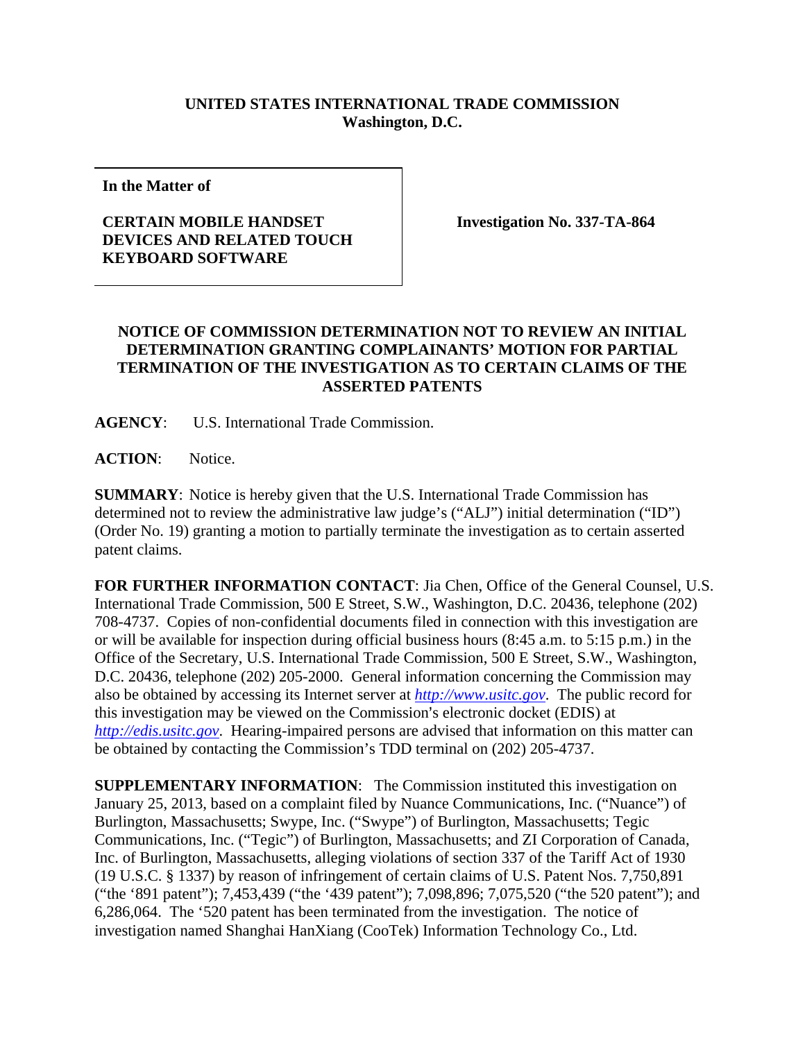**UNITED STATES INTERNATIONAL TRADE COMMISSION**
**Washington, D.C.**

| **In the Matter of** **CERTAIN MOBILE HANDSET DEVICES AND RELATED TOUCH KEYBOARD SOFTWARE** | **Investigation No. 337-TA-864** |
|---|---|

**NOTICE OF COMMISSION DETERMINATION NOT TO REVIEW AN INITIAL DETERMINATION GRANTING COMPLAINANTS' MOTION FOR PARTIAL TERMINATION OF THE INVESTIGATION AS TO CERTAIN CLAIMS OF THE ASSERTED PATENTS**

**AGENCY**: U.S. International Trade Commission.

**ACTION**: Notice.

**SUMMARY**: Notice is hereby given that the U.S. International Trade Commission has determined not to review the administrative law judge's ("ALJ") initial determination ("ID") (Order No. 19) granting a motion to partially terminate the investigation as to certain asserted patent claims.

**FOR FURTHER INFORMATION CONTACT**: Jia Chen, Office of the General Counsel, U.S. International Trade Commission, 500 E Street, S.W., Washington, D.C. 20436, telephone (202) 708-4737. Copies of non-confidential documents filed in connection with this investigation are or will be available for inspection during official business hours (8:45 a.m. to 5:15 p.m.) in the Office of the Secretary, U.S. International Trade Commission, 500 E Street, S.W., Washington, D.C. 20436, telephone (202) 205-2000. General information concerning the Commission may also be obtained by accessing its Internet server at *http://www.usitc.gov*. The public record for this investigation may be viewed on the Commission's electronic docket (EDIS) at *http://edis.usitc.gov*. Hearing-impaired persons are advised that information on this matter can be obtained by contacting the Commission's TDD terminal on (202) 205-4737.

**SUPPLEMENTARY INFORMATION**: The Commission instituted this investigation on January 25, 2013, based on a complaint filed by Nuance Communications, Inc. ("Nuance") of Burlington, Massachusetts; Swype, Inc. ("Swype") of Burlington, Massachusetts; Tegic Communications, Inc. ("Tegic") of Burlington, Massachusetts; and ZI Corporation of Canada, Inc. of Burlington, Massachusetts, alleging violations of section 337 of the Tariff Act of 1930 (19 U.S.C. § 1337) by reason of infringement of certain claims of U.S. Patent Nos. 7,750,891 ("the '891 patent"); 7,453,439 ("the '439 patent"); 7,098,896; 7,075,520 ("the 520 patent"); and 6,286,064. The '520 patent has been terminated from the investigation. The notice of investigation named Shanghai HanXiang (CooTek) Information Technology Co., Ltd.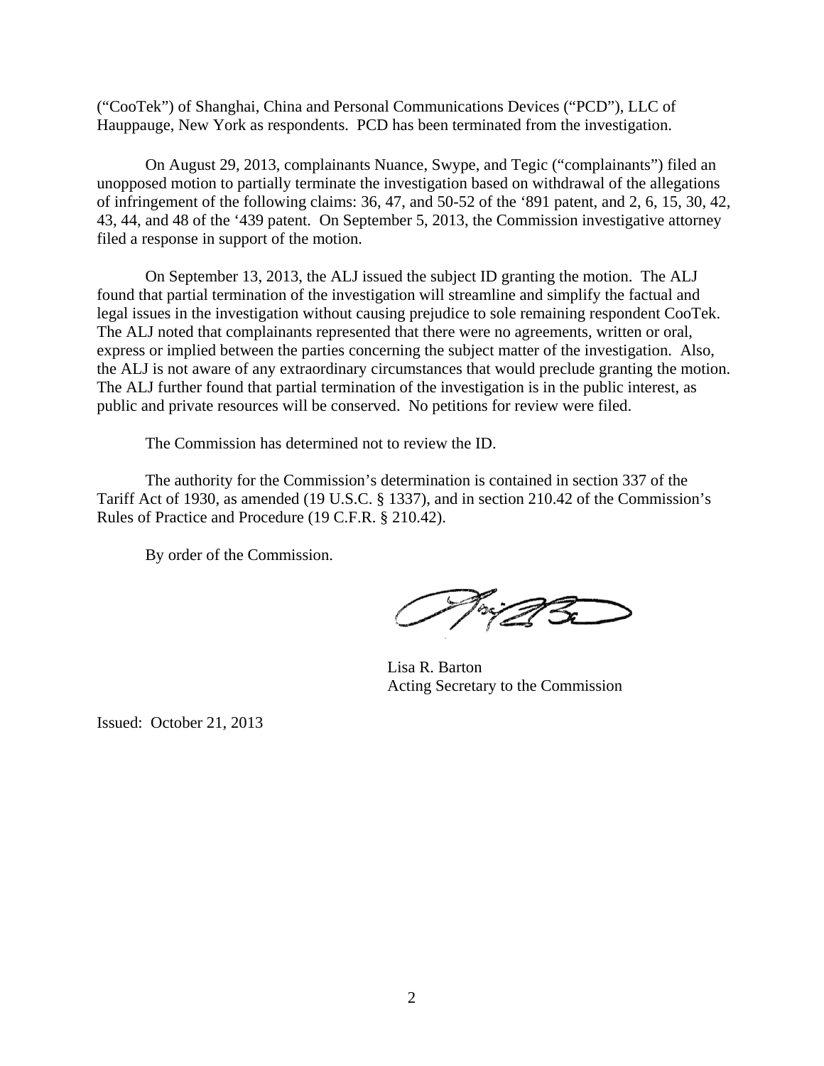("CooTek") of Shanghai, China and Personal Communications Devices ("PCD"), LLC of Hauppauge, New York as respondents. PCD has been terminated from the investigation.

On August 29, 2013, complainants Nuance, Swype, and Tegic ("complainants") filed an unopposed motion to partially terminate the investigation based on withdrawal of the allegations of infringement of the following claims: 36, 47, and 50-52 of the '891 patent, and 2, 6, 15, 30, 42, 43, 44, and 48 of the '439 patent. On September 5, 2013, the Commission investigative attorney filed a response in support of the motion.

On September 13, 2013, the ALJ issued the subject ID granting the motion. The ALJ found that partial termination of the investigation will streamline and simplify the factual and legal issues in the investigation without causing prejudice to sole remaining respondent CooTek. The ALJ noted that complainants represented that there were no agreements, written or oral, express or implied between the parties concerning the subject matter of the investigation. Also, the ALJ is not aware of any extraordinary circumstances that would preclude granting the motion. The ALJ further found that partial termination of the investigation is in the public interest, as public and private resources will be conserved. No petitions for review were filed.

The Commission has determined not to review the ID.

The authority for the Commission's determination is contained in section 337 of the Tariff Act of 1930, as amended (19 U.S.C. § 1337), and in section 210.42 of the Commission's Rules of Practice and Procedure (19 C.F.R. § 210.42).

By order of the Commission.

Lisa R. Barton
Acting Secretary to the Commission

Issued: October 21, 2013